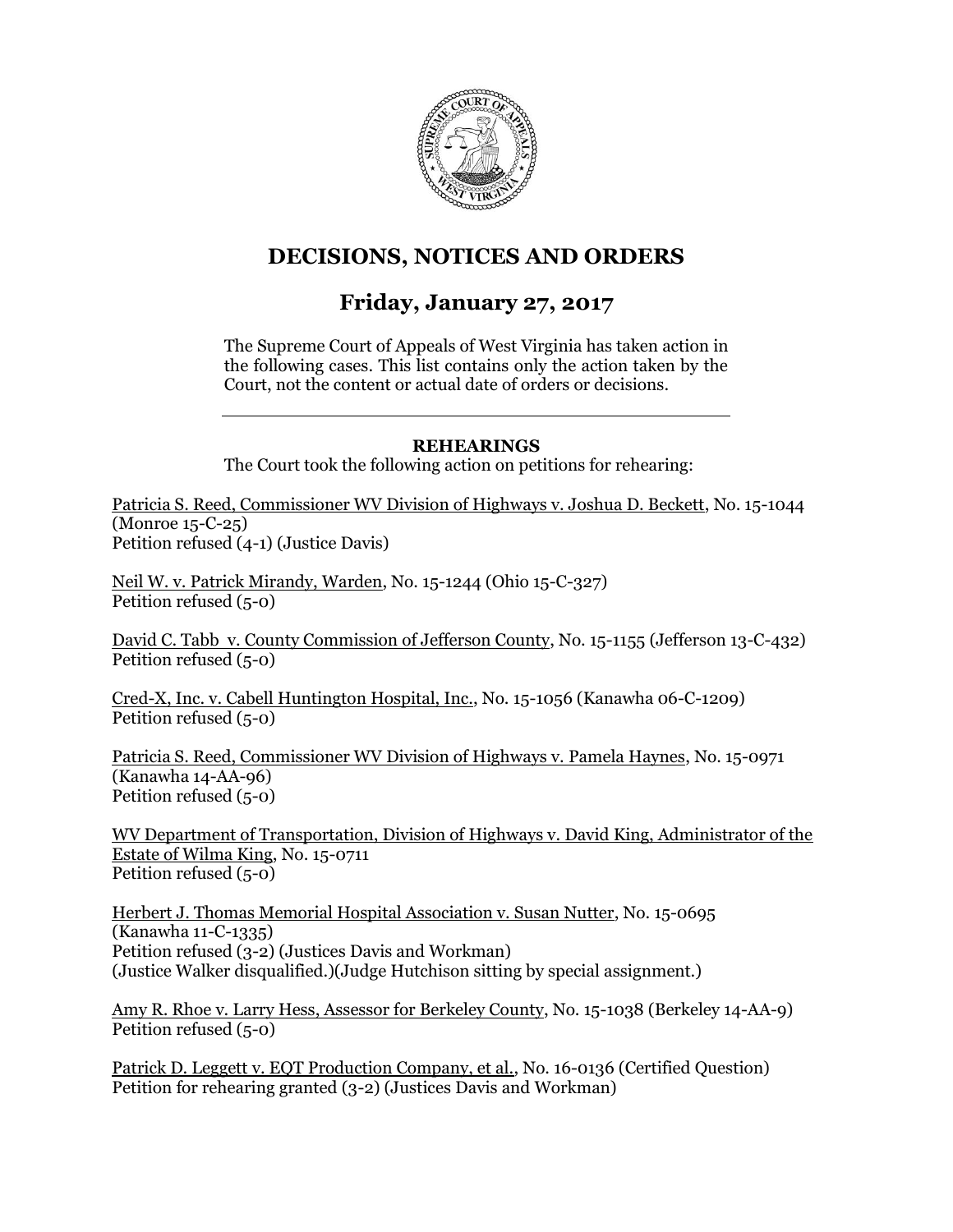# DECISIONS, NOTICES AND ORDERS

## Friday, January 27, 2017

The Supreme Court of Appeals of West Virginia has taken action in the following cases. This list contains only the action taken by the Court, not the content or actual date of orders or decisions.

---

### REHEARINGS

The Court took the following action on petitions for rehearing:

Patricia S. Reed, Commissioner WV Division of Highways v. Joshua D. Beckett, No. 15-1044 (Monroe 15-C-25)
Petition refused (4-1) (Justice Davis)

Neil W. v. Patrick Mirandy, Warden, No. 15-1244 (Ohio 15-C-327)
Petition refused (5-0)

David C. Tabb v. County Commission of Jefferson County, No. 15-1155 (Jefferson 13-C-432)
Petition refused (5-0)

Cred-X, Inc. v. Cabell Huntington Hospital, Inc., No. 15-1056 (Kanawha 06-C-1209)
Petition refused (5-0)

Patricia S. Reed, Commissioner WV Division of Highways v. Pamela Haynes, No. 15-0971 (Kanawha 14-AA-96)
Petition refused (5-0)

WV Department of Transportation, Division of Highways v. David King, Administrator of the Estate of Wilma King, No. 15-0711
Petition refused (5-0)

Herbert J. Thomas Memorial Hospital Association v. Susan Nutter, No. 15-0695 (Kanawha 11-C-1335)
Petition refused (3-2) (Justices Davis and Workman)
(Justice Walker disqualified.)(Judge Hutchison sitting by special assignment.)

Amy R. Rhoe v. Larry Hess, Assessor for Berkeley County, No. 15-1038 (Berkeley 14-AA-9)
Petition refused (5-0)

Patrick D. Leggett v. EQT Production Company, et al., No. 16-0136 (Certified Question)
Petition for rehearing granted (3-2) (Justices Davis and Workman)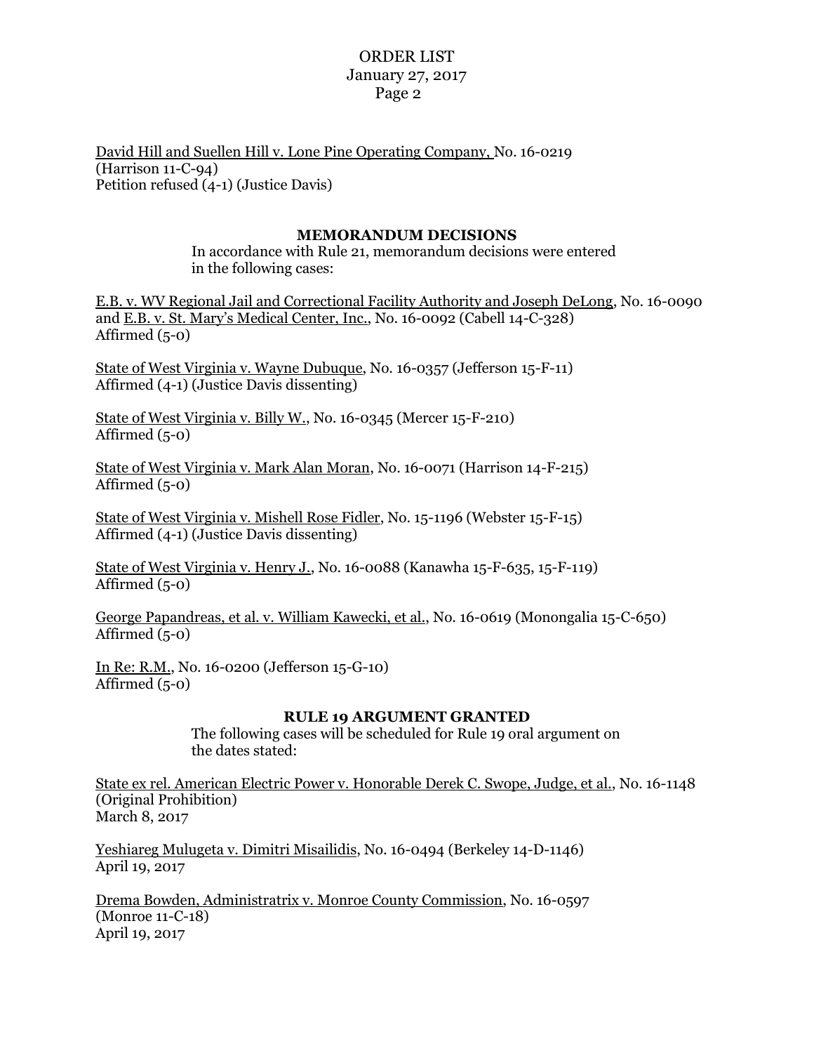David Hill and Suellen Hill v. Lone Pine Operating Company, No. 16-0219 (Harrison 11-C-94)
Petition refused (4-1) (Justice Davis)

## MEMORANDUM DECISIONS

In accordance with Rule 21, memorandum decisions were entered in the following cases:

E.B. v. WV Regional Jail and Correctional Facility Authority and Joseph DeLong, No. 16-0090 and E.B. v. St. Mary's Medical Center, Inc., No. 16-0092 (Cabell 14-C-328)
Affirmed (5-0)

State of West Virginia v. Wayne Dubuque, No. 16-0357 (Jefferson 15-F-11)
Affirmed (4-1) (Justice Davis dissenting)

State of West Virginia v. Billy W., No. 16-0345 (Mercer 15-F-210)
Affirmed (5-0)

State of West Virginia v. Mark Alan Moran, No. 16-0071 (Harrison 14-F-215)
Affirmed (5-0)

State of West Virginia v. Mishell Rose Fidler, No. 15-1196 (Webster 15-F-15)
Affirmed (4-1) (Justice Davis dissenting)

State of West Virginia v. Henry J., No. 16-0088 (Kanawha 15-F-635, 15-F-119)
Affirmed (5-0)

George Papandreas, et al. v. William Kawecki, et al., No. 16-0619 (Monongalia 15-C-650)
Affirmed (5-0)

In Re: R.M., No. 16-0200 (Jefferson 15-G-10)
Affirmed (5-0)

## RULE 19 ARGUMENT GRANTED

The following cases will be scheduled for Rule 19 oral argument on the dates stated:

State ex rel. American Electric Power v. Honorable Derek C. Swope, Judge, et al., No. 16-1148 (Original Prohibition)
March 8, 2017

Yeshiareg Mulugeta v. Dimitri Misailidis, No. 16-0494 (Berkeley 14-D-1146)
April 19, 2017

Drema Bowden, Administratrix v. Monroe County Commission, No. 16-0597 (Monroe 11-C-18)
April 19, 2017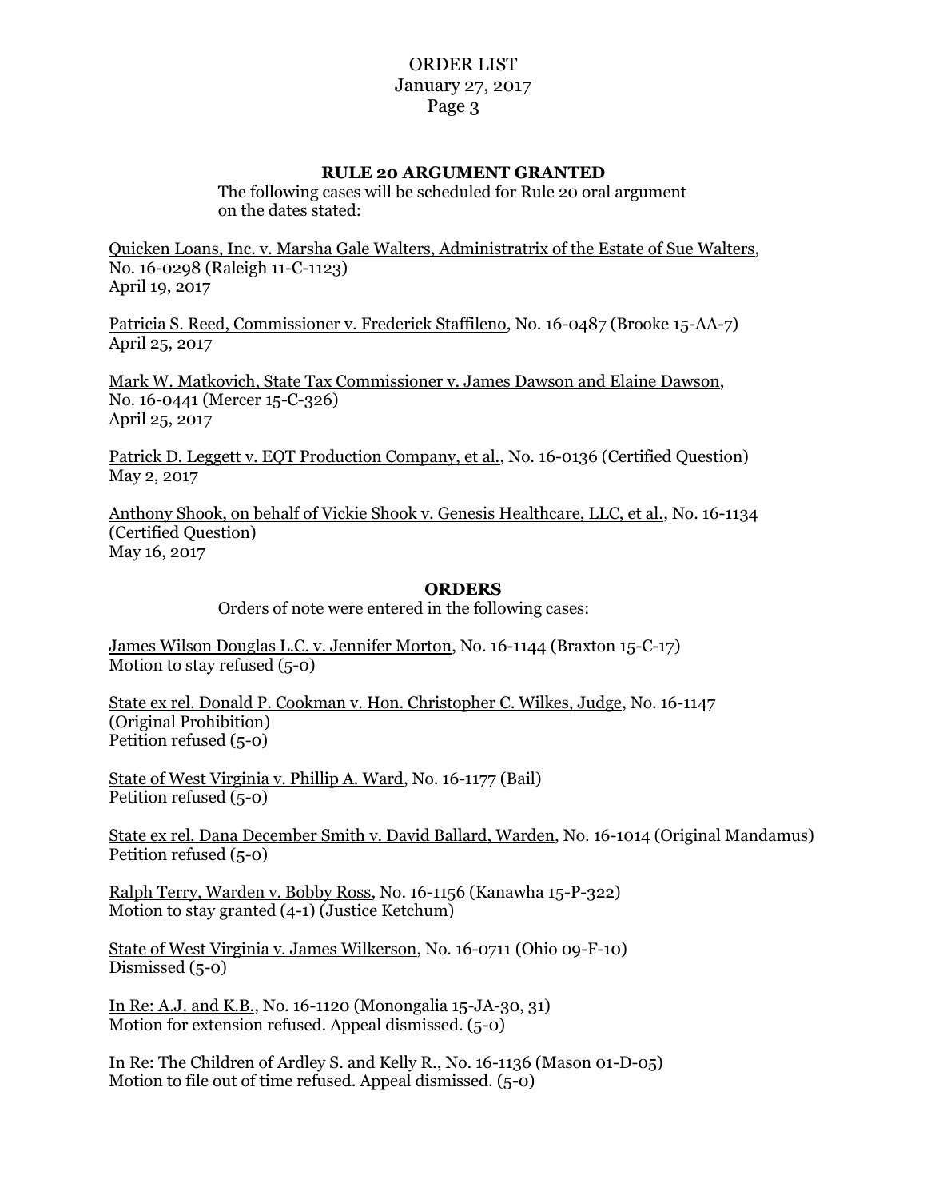## RULE 20 ARGUMENT GRANTED

The following cases will be scheduled for Rule 20 oral argument on the dates stated:

Quicken Loans, Inc. v. Marsha Gale Walters, Administratrix of the Estate of Sue Walters, No. 16-0298 (Raleigh 11-C-1123)
April 19, 2017

Patricia S. Reed, Commissioner v. Frederick Staffileno, No. 16-0487 (Brooke 15-AA-7)
April 25, 2017

Mark W. Matkovich, State Tax Commissioner v. James Dawson and Elaine Dawson, No. 16-0441 (Mercer 15-C-326)
April 25, 2017

Patrick D. Leggett v. EQT Production Company, et al., No. 16-0136 (Certified Question)
May 2, 2017

Anthony Shook, on behalf of Vickie Shook v. Genesis Healthcare, LLC, et al., No. 16-1134 (Certified Question)
May 16, 2017

## ORDERS

Orders of note were entered in the following cases:

James Wilson Douglas L.C. v. Jennifer Morton, No. 16-1144 (Braxton 15-C-17)
Motion to stay refused (5-0)

State ex rel. Donald P. Cookman v. Hon. Christopher C. Wilkes, Judge, No. 16-1147 (Original Prohibition)
Petition refused (5-0)

State of West Virginia v. Phillip A. Ward, No. 16-1177 (Bail)
Petition refused (5-0)

State ex rel. Dana December Smith v. David Ballard, Warden, No. 16-1014 (Original Mandamus)
Petition refused (5-0)

Ralph Terry, Warden v. Bobby Ross, No. 16-1156 (Kanawha 15-P-322)
Motion to stay granted (4-1) (Justice Ketchum)

State of West Virginia v. James Wilkerson, No. 16-0711 (Ohio 09-F-10)
Dismissed (5-0)

In Re: A.J. and K.B., No. 16-1120 (Monongalia 15-JA-30, 31)
Motion for extension refused. Appeal dismissed. (5-0)

In Re: The Children of Ardley S. and Kelly R., No. 16-1136 (Mason 01-D-05)
Motion to file out of time refused. Appeal dismissed. (5-0)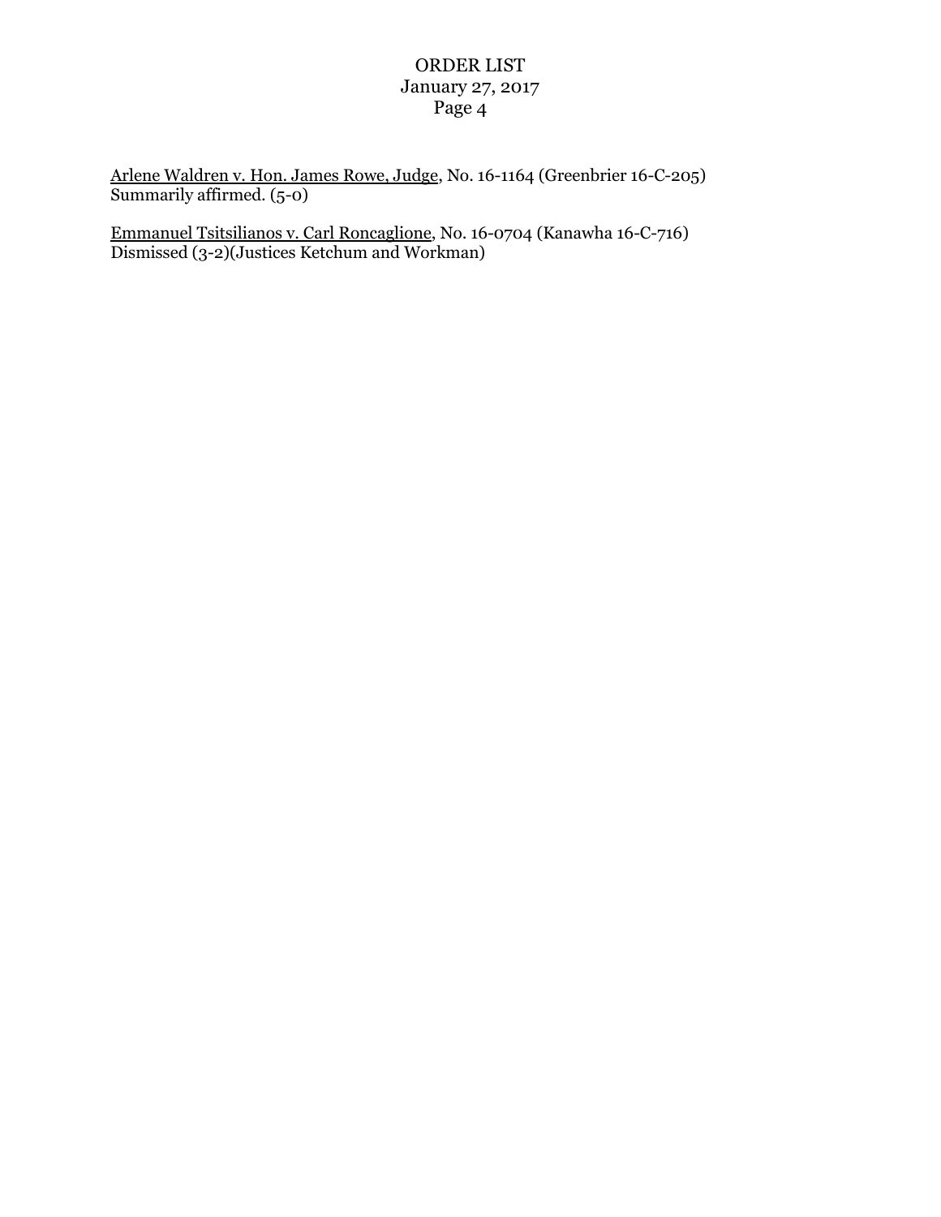<u>Arlene Waldren v. Hon. James Rowe, Judge</u>, No. 16-1164 (Greenbrier 16-C-205)
Summarily affirmed. (5-0)

<u>Emmanuel Tsitsilianos v. Carl Roncaglione</u>, No. 16-0704 (Kanawha 16-C-716)
Dismissed (3-2)(Justices Ketchum and Workman)